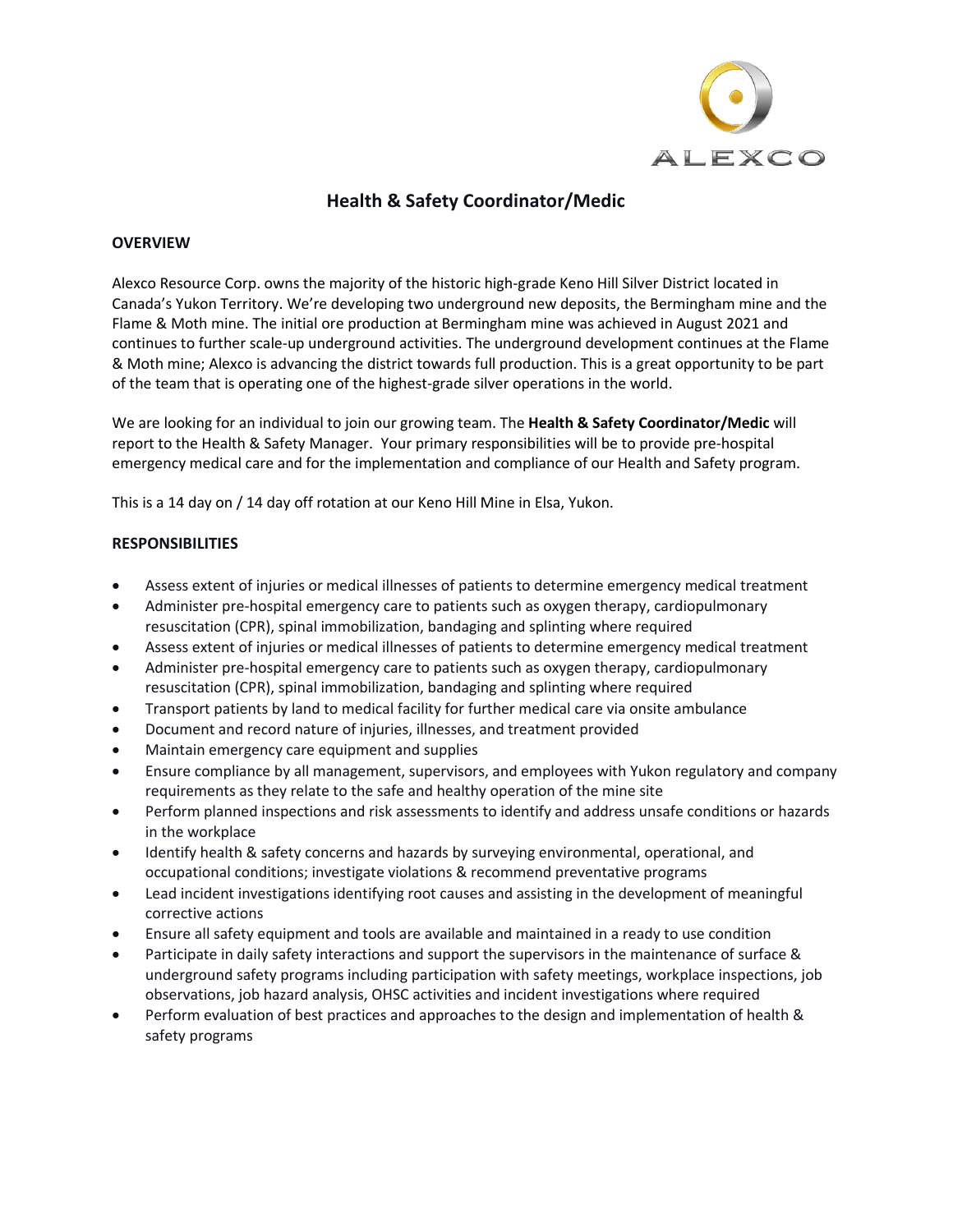ALEXCO

# Health & Safety Coordinator/Medic

## OVERVIEW

Alexco Resource Corp. owns the majority of the historic high-grade Keno Hill Silver District located in Canada's Yukon Territory. We're developing two underground new deposits, the Bermingham mine and the Flame & Moth mine. The initial ore production at Bermingham mine was achieved in August 2021 and continues to further scale-up underground activities. The underground development continues at the Flame & Moth mine; Alexco is advancing the district towards full production. This is a great opportunity to be part of the team that is operating one of the highest-grade silver operations in the world.

We are looking for an individual to join our growing team. The **Health & Safety Coordinator/Medic** will report to the Health & Safety Manager. Your primary responsibilities will be to provide pre-hospital emergency medical care and for the implementation and compliance of our Health and Safety program.

This is a 14 day on / 14 day off rotation at our Keno Hill Mine in Elsa, Yukon.

## RESPONSIBILITIES

- Assess extent of injuries or medical illnesses of patients to determine emergency medical treatment
- Administer pre-hospital emergency care to patients such as oxygen therapy, cardiopulmonary resuscitation (CPR), spinal immobilization, bandaging and splinting where required
- Assess extent of injuries or medical illnesses of patients to determine emergency medical treatment
- Administer pre-hospital emergency care to patients such as oxygen therapy, cardiopulmonary resuscitation (CPR), spinal immobilization, bandaging and splinting where required
- Transport patients by land to medical facility for further medical care via onsite ambulance
- Document and record nature of injuries, illnesses, and treatment provided
- Maintain emergency care equipment and supplies
- Ensure compliance by all management, supervisors, and employees with Yukon regulatory and company requirements as they relate to the safe and healthy operation of the mine site
- Perform planned inspections and risk assessments to identify and address unsafe conditions or hazards in the workplace
- Identify health & safety concerns and hazards by surveying environmental, operational, and occupational conditions; investigate violations & recommend preventative programs
- Lead incident investigations identifying root causes and assisting in the development of meaningful corrective actions
- Ensure all safety equipment and tools are available and maintained in a ready to use condition
- Participate in daily safety interactions and support the supervisors in the maintenance of surface & underground safety programs including participation with safety meetings, workplace inspections, job observations, job hazard analysis, OHSC activities and incident investigations where required
- Perform evaluation of best practices and approaches to the design and implementation of health & safety programs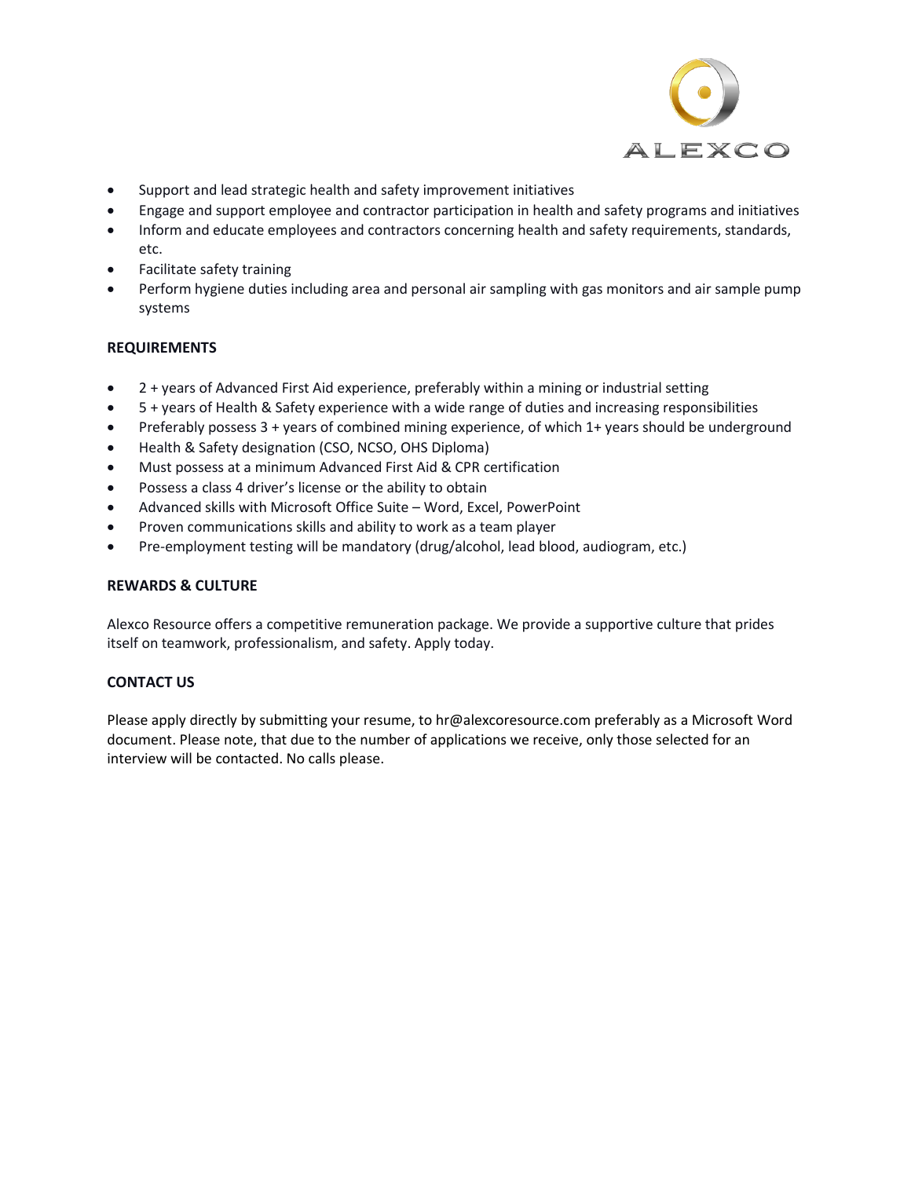- Support and lead strategic health and safety improvement initiatives
- Engage and support employee and contractor participation in health and safety programs and initiatives
- Inform and educate employees and contractors concerning health and safety requirements, standards, etc.
- Facilitate safety training
- Perform hygiene duties including area and personal air sampling with gas monitors and air sample pump systems

**REQUIREMENTS**

- 2 + years of Advanced First Aid experience, preferably within a mining or industrial setting
- 5 + years of Health & Safety experience with a wide range of duties and increasing responsibilities
- Preferably possess 3 + years of combined mining experience, of which 1+ years should be underground
- Health & Safety designation (CSO, NCSO, OHS Diploma)
- Must possess at a minimum Advanced First Aid & CPR certification
- Possess a class 4 driver's license or the ability to obtain
- Advanced skills with Microsoft Office Suite – Word, Excel, PowerPoint
- Proven communications skills and ability to work as a team player
- Pre-employment testing will be mandatory (drug/alcohol, lead blood, audiogram, etc.)

**REWARDS & CULTURE**

Alexco Resource offers a competitive remuneration package. We provide a supportive culture that prides itself on teamwork, professionalism, and safety. Apply today.

**CONTACT US**

Please apply directly by submitting your resume, to hr@alexcoresource.com preferably as a Microsoft Word document. Please note, that due to the number of applications we receive, only those selected for an interview will be contacted. No calls please.